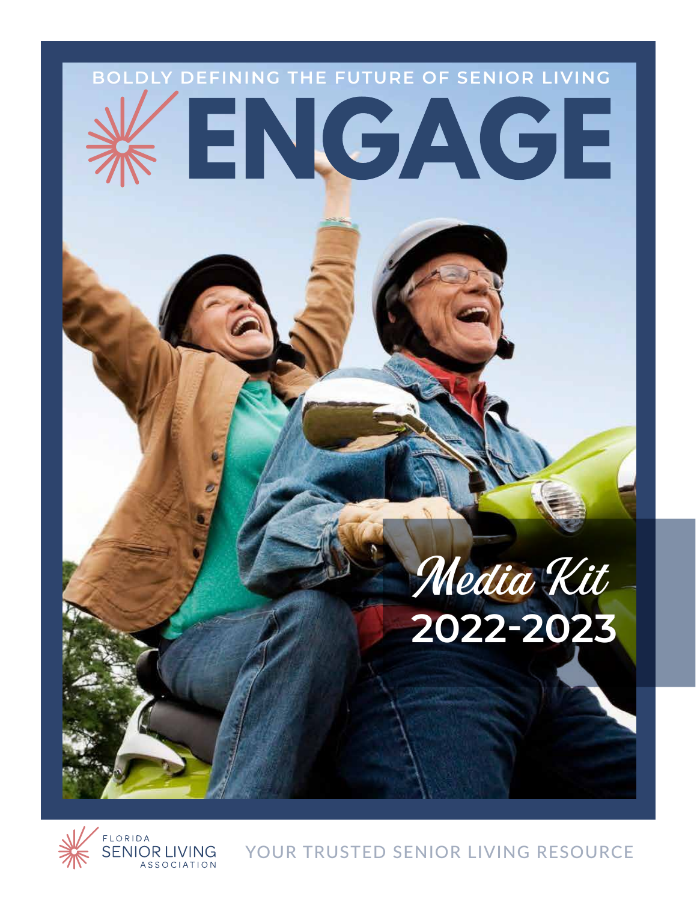BOLDLY DEFINING THE FUTURE OF SENIOR LIVING

# ENGAGE

## *Media Kit*
## 2022-2023

FLORIDA SENIOR LIVING ASSOCIATION

YOUR TRUSTED SENIOR LIVING RESOURCE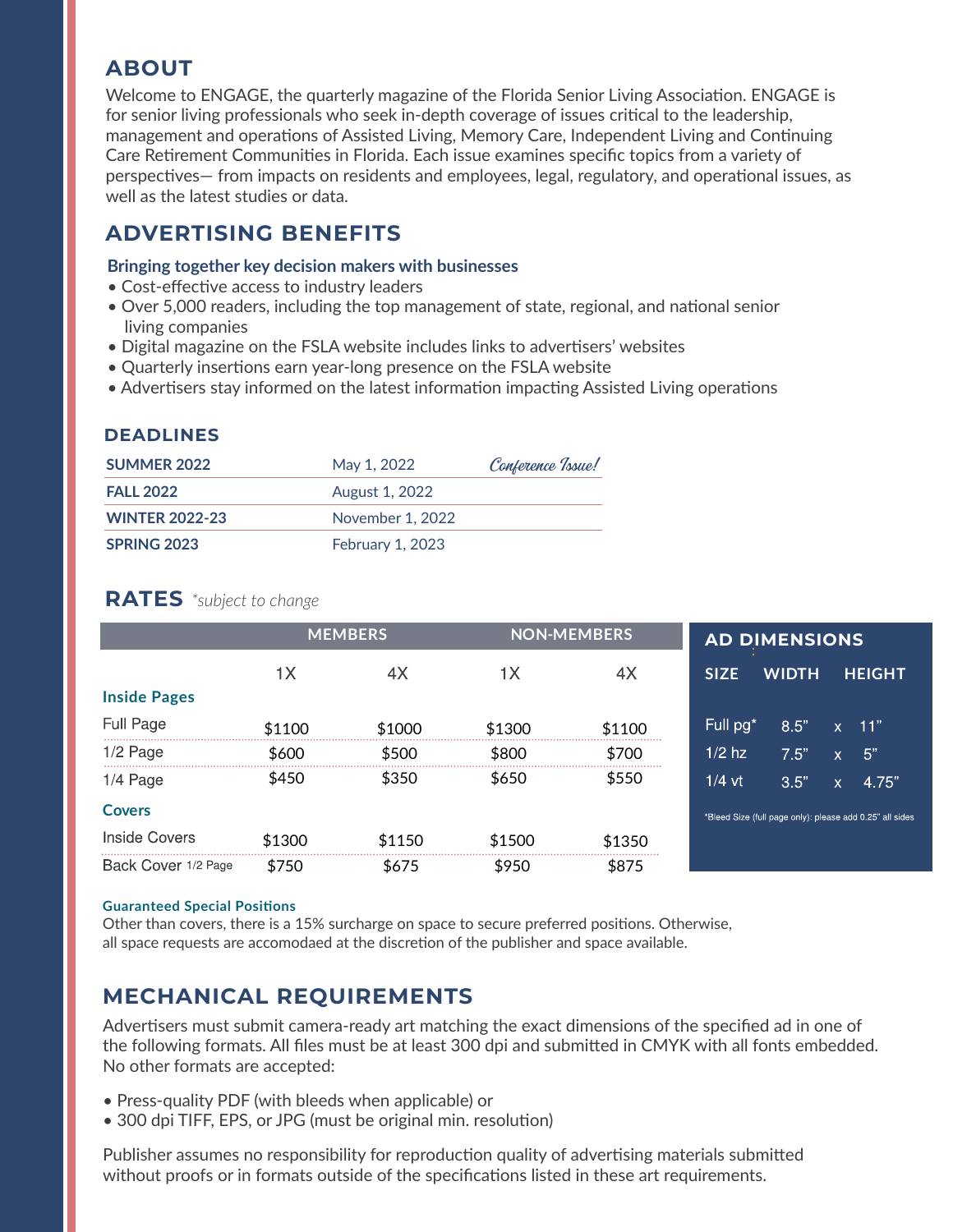## ABOUT

Welcome to ENGAGE, the quarterly magazine of the Florida Senior Living Association. ENGAGE is for senior living professionals who seek in-depth coverage of issues critical to the leadership, management and operations of Assisted Living, Memory Care, Independent Living and Continuing Care Retirement Communities in Florida. Each issue examines specific topics from a variety of perspectives— from impacts on residents and employees, legal, regulatory, and operational issues, as well as the latest studies or data.

## ADVERTISING BENEFITS

**Bringing together key decision makers with businesses**

- Cost-effective access to industry leaders
- Over 5,000 readers, including the top management of state, regional, and national senior living companies
- Digital magazine on the FSLA website includes links to advertisers' websites
- Quarterly insertions earn year-long presence on the FSLA website
- Advertisers stay informed on the latest information impacting Assisted Living operations

### DEADLINES

| | | |
|---|---|---|
| **SUMMER 2022** | May 1, 2022 | *Conference Issue!* |
| **FALL 2022** | August 1, 2022 | |
| **WINTER 2022-23** | November 1, 2022 | |
| **SPRING 2023** | February 1, 2023 | |

## RATES *\*subject to change*

| | MEMBERS | | NON-MEMBERS | |
|---|---|---|---|---|
| | 1X | 4X | 1X | 4X |
| **Inside Pages** | | | | |
| Full Page | $1100 | $1000 | $1300 | $1100 |
| 1/2 Page | $600 | $500 | $800 | $700 |
| 1/4 Page | $450 | $350 | $650 | $550 |
| **Covers** | | | | |
| Inside Covers | $1300 | $1150 | $1500 | $1350 |
| Back Cover 1/2 Page | $750 | $675 | $950 | $875 |

### AD DIMENSIONS

| SIZE | WIDTH | | HEIGHT |
|---|---|---|---|
| Full pg* | 8.5" | x | 11" |
| 1/2 hz | 7.5" | x | 5" |
| 1/4 vt | 3.5" | x | 4.75" |

*Bleed Size (full page only): please add 0.25" all sides

**Guaranteed Special Positions**

Other than covers, there is a 15% surcharge on space to secure preferred positions. Otherwise, all space requests are accomodaed at the discretion of the publisher and space available.

## MECHANICAL REQUIREMENTS

Advertisers must submit camera-ready art matching the exact dimensions of the specified ad in one of the following formats. All files must be at least 300 dpi and submitted in CMYK with all fonts embedded. No other formats are accepted:

- Press-quality PDF (with bleeds when applicable) or
- 300 dpi TIFF, EPS, or JPG (must be original min. resolution)

Publisher assumes no responsibility for reproduction quality of advertising materials submitted without proofs or in formats outside of the specifications listed in these art requirements.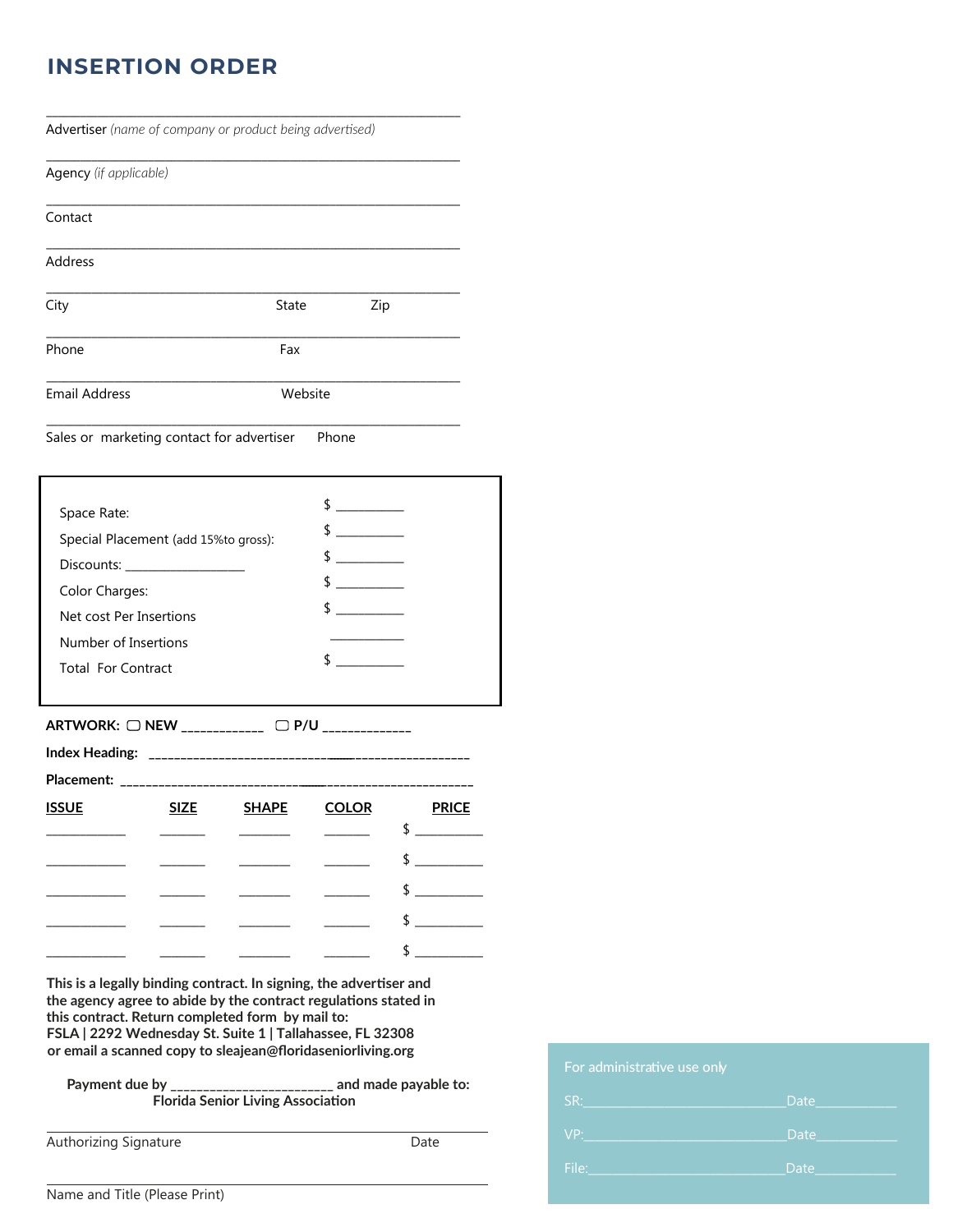# INSERTION ORDER

______________________________________________
Advertiser *(name of company or product being advertised)*

______________________________________________
Agency *(if applicable)*

______________________________________________
Contact

______________________________________________
Address

______________________________________________
City State Zip

______________________________________________
Phone Fax

______________________________________________
Email Address Website

______________________________________________
Sales or marketing contact for advertiser Phone

| | |
|---|---|
| Space Rate: | $ __________ |
| Special Placement (add 15%to gross): | $ __________ |
| Discounts: _________________ | $ __________ |
| Color Charges: | $ __________ |
| Net cost Per Insertions | $ __________ |
| Number of Insertions | __________ |
| Total For Contract | $ __________ |

**ARTWORK:** ▢ **NEW** ____________ ▢ **P/U** _____________

**Index Heading:** ___________________________________________

**Placement:** ______________________________________________

| ISSUE | SIZE | SHAPE | COLOR | PRICE |
|---|---|---|---|---|
| ___________ | ______ | _______ | ______ | $ _________ |
| ___________ | ______ | _______ | ______ | $ _________ |
| ___________ | ______ | _______ | ______ | $ _________ |
| ___________ | ______ | _______ | ______ | $ _________ |
| ___________ | ______ | _______ | ______ | $ _________ |

**This is a legally binding contract. In signing, the advertiser and the agency agree to abide by the contract regulations stated in this contract. Return completed form by mail to:**
**FSLA | 2292 Wednesday St. Suite 1 | Tallahassee, FL 32308**
**or email a scanned copy to sleajean@floridaseniorliving.org**

**Payment due by _______________________ and made payable to:**
**Florida Senior Living Association**

______________________________________________
Authorizing Signature Date

______________________________________________
Name and Title (Please Print)

For administrative use only

SR:___________________________Date___________

VP:___________________________Date___________

File:__________________________Date___________